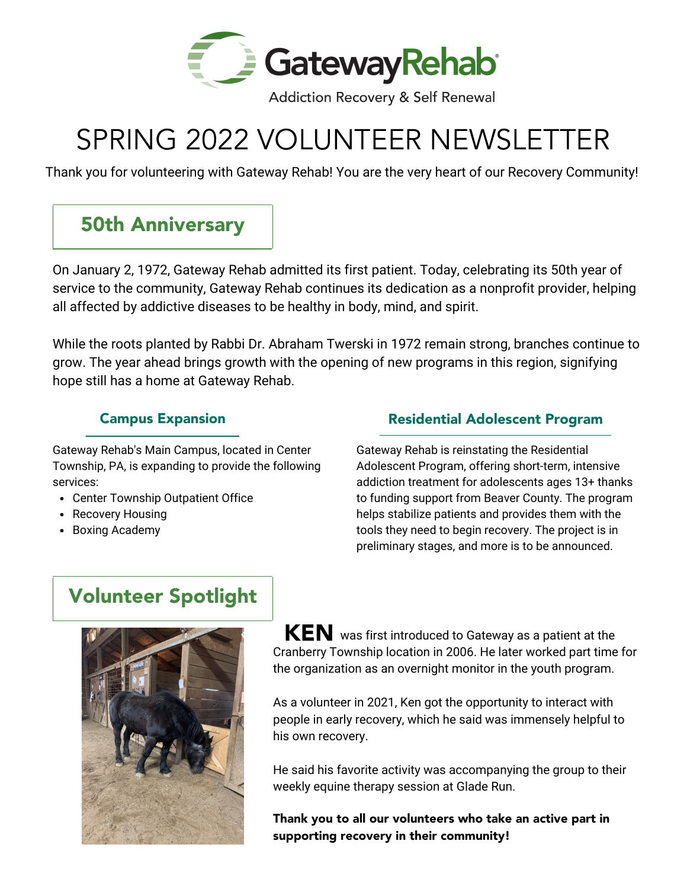GatewayRehab

Addiction Recovery & Self Renewal

# SPRING 2022 VOLUNTEER NEWSLETTER

Thank you for volunteering with Gateway Rehab! You are the very heart of our Recovery Community!

## 50th Anniversary

On January 2, 1972, Gateway Rehab admitted its first patient. Today, celebrating its 50th year of service to the community, Gateway Rehab continues its dedication as a nonprofit provider, helping all affected by addictive diseases to be healthy in body, mind, and spirit.

While the roots planted by Rabbi Dr. Abraham Twerski in 1972 remain strong, branches continue to grow. The year ahead brings growth with the opening of new programs in this region, signifying hope still has a home at Gateway Rehab.

### Campus Expansion

Gateway Rehab's Main Campus, located in Center Township, PA, is expanding to provide the following services:

- Center Township Outpatient Office
- Recovery Housing
- Boxing Academy

### Residential Adolescent Program

Gateway Rehab is reinstating the Residential Adolescent Program, offering short-term, intensive addiction treatment for adolescents ages 13+ thanks to funding support from Beaver County. The program helps stabilize patients and provides them with the tools they need to begin recovery. The project is in preliminary stages, and more is to be announced.

## Volunteer Spotlight

**KEN** was first introduced to Gateway as a patient at the Cranberry Township location in 2006. He later worked part time for the organization as an overnight monitor in the youth program.

As a volunteer in 2021, Ken got the opportunity to interact with people in early recovery, which he said was immensely helpful to his own recovery.

He said his favorite activity was accompanying the group to their weekly equine therapy session at Glade Run.

**Thank you to all our volunteers who take an active part in supporting recovery in their community!**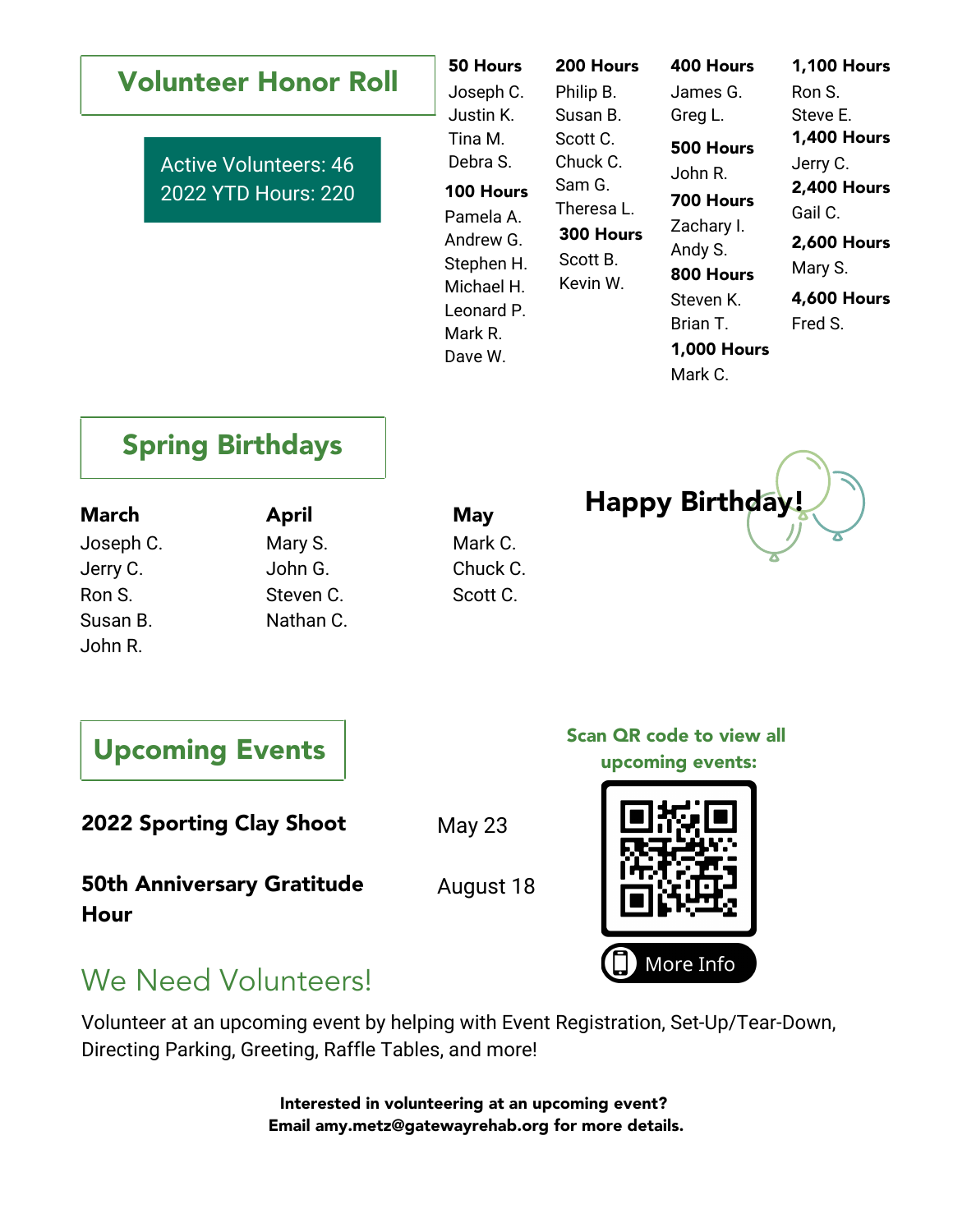## Volunteer Honor Roll

Active Volunteers: 46
2022 YTD Hours: 220

**50 Hours**
Joseph C.
Justin K.
Tina M.
Debra S.

**100 Hours**
Pamela A.
Andrew G.
Stephen H.
Michael H.
Leonard P.
Mark R.
Dave W.

**200 Hours**
Philip B.
Susan B.
Scott C.
Chuck C.
Sam G.
Theresa L.

**300 Hours**
Scott B.
Kevin W.

**400 Hours**
James G.
Greg L.

**500 Hours**
John R.

**700 Hours**
Zachary I.
Andy S.

**800 Hours**
Steven K.
Brian T.

**1,000 Hours**
Mark C.

**1,100 Hours**
Ron S.
Steve E.

**1,400 Hours**
Jerry C.

**2,400 Hours**
Gail C.

**2,600 Hours**
Mary S.

**4,600 Hours**
Fred S.

## Spring Birthdays

**March**
Joseph C.
Jerry C.
Ron S.
Susan B.
John R.

**April**
Mary S.
John G.
Steven C.
Nathan C.

**May**
Mark C.
Chuck C.
Scott C.

**Happy Birthday!**

## Upcoming Events

| | |
|---|---|
| **2022 Sporting Clay Shoot** | May 23 |
| **50th Anniversary Gratitude Hour** | August 18 |

**Scan QR code to view all upcoming events:**

More Info

## We Need Volunteers!

Volunteer at an upcoming event by helping with Event Registration, Set-Up/Tear-Down, Directing Parking, Greeting, Raffle Tables, and more!

**Interested in volunteering at an upcoming event?**
**Email amy.metz@gatewayrehab.org for more details.**